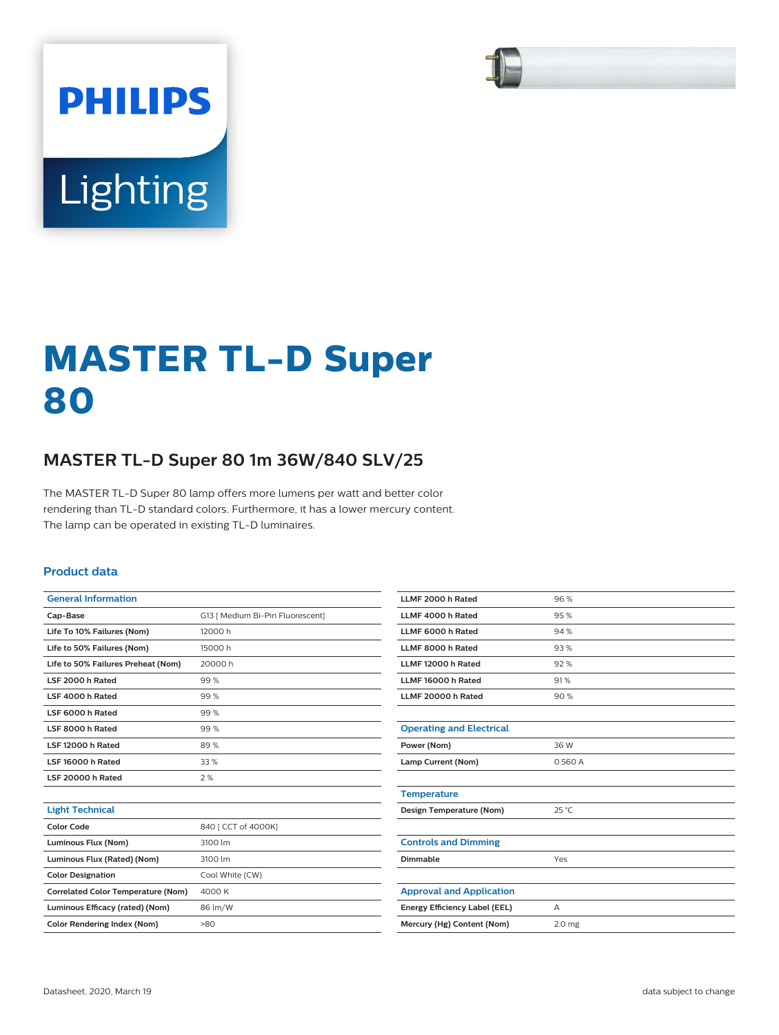# MASTER TL-D Super 80

## MASTER TL-D Super 80 1m 36W/840 SLV/25

The MASTER TL-D Super 80 lamp offers more lumens per watt and better color rendering than TL-D standard colors. Furthermore, it has a lower mercury content. The lamp can be operated in existing TL-D luminaires.

### Product data

| General Information | |
|---|---|
| Cap-Base | G13 [ Medium Bi-Pin Fluorescent] |
| Life To 10% Failures (Nom) | 12000 h |
| Life to 50% Failures (Nom) | 15000 h |
| Life to 50% Failures Preheat (Nom) | 20000 h |
| LSF 2000 h Rated | 99 % |
| LSF 4000 h Rated | 99 % |
| LSF 6000 h Rated | 99 % |
| LSF 8000 h Rated | 99 % |
| LSF 12000 h Rated | 89 % |
| LSF 16000 h Rated | 33 % |
| LSF 20000 h Rated | 2 % |
| LLMF 2000 h Rated | 96 % |
| LLMF 4000 h Rated | 95 % |
| LLMF 6000 h Rated | 94 % |
| LLMF 8000 h Rated | 93 % |
| LLMF 12000 h Rated | 92 % |
| LLMF 16000 h Rated | 91 % |
| LLMF 20000 h Rated | 90 % |

| Light Technical | |
|---|---|
| Color Code | 840 [ CCT of 4000K] |
| Luminous Flux (Nom) | 3100 lm |
| Luminous Flux (Rated) (Nom) | 3100 lm |
| Color Designation | Cool White (CW) |
| Correlated Color Temperature (Nom) | 4000 K |
| Luminous Efficacy (rated) (Nom) | 86 lm/W |
| Color Rendering Index (Nom) | >80 |

| Operating and Electrical | |
|---|---|
| Power (Nom) | 36 W |
| Lamp Current (Nom) | 0.560 A |

| Temperature | |
|---|---|
| Design Temperature (Nom) | 25 °C |

| Controls and Dimming | |
|---|---|
| Dimmable | Yes |

| Approval and Application | |
|---|---|
| Energy Efficiency Label (EEL) | A |
| Mercury (Hg) Content (Nom) | 2.0 mg |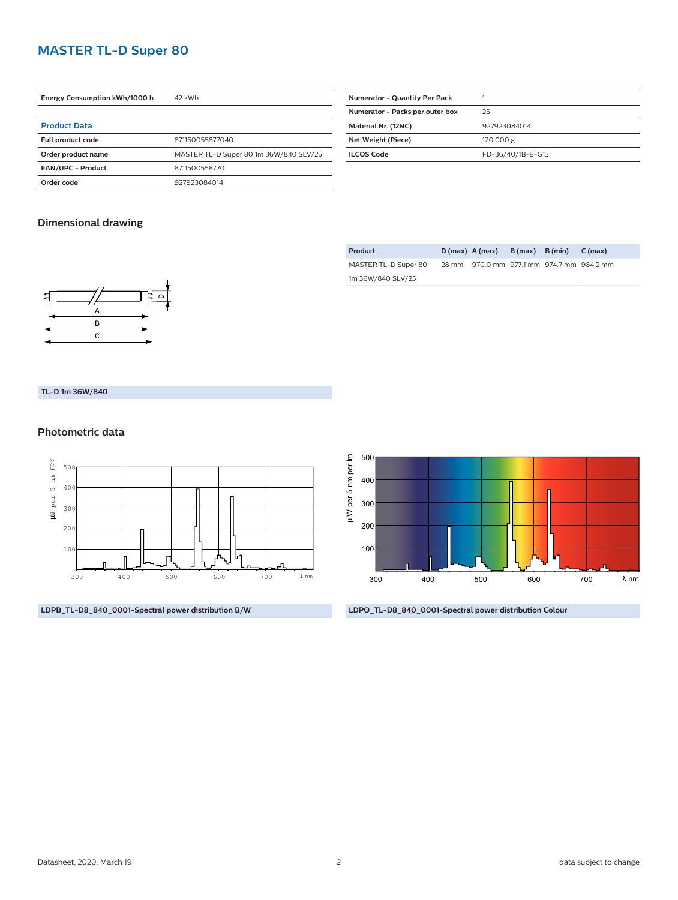# MASTER TL-D Super 80

| Energy Consumption kWh/1000 h | 42 kWh |
|---|---|

## Product Data

| | |
|---|---|
| Full product code | 871150055877040 |
| Order product name | MASTER TL-D Super 80 1m 36W/840 SLV/25 |
| EAN/UPC - Product | 8711500558770 |
| Order code | 927923084014 |

| | |
|---|---|
| Numerator - Quantity Per Pack | 1 |
| Numerator - Packs per outer box | 25 |
| Material Nr. (12NC) | 927923084014 |
| Net Weight (Piece) | 120.000 g |
| ILCOS Code | FD-36/40/1B-E-G13 |

## Dimensional drawing

| Product | D (max) | A (max) | B (max) | B (min) | C (max) |
|---|---|---|---|---|---|
| MASTER TL-D Super 80 1m 36W/840 SLV/25 | 28 mm | 970.0 mm | 977.1 mm | 974.7 mm | 984.2 mm |

TL-D 1m 36W/840

## Photometric data

LDPB_TL-D8_840_0001-Spectral power distribution B/W

LDPO_TL-D8_840_0001-Spectral power distribution Colour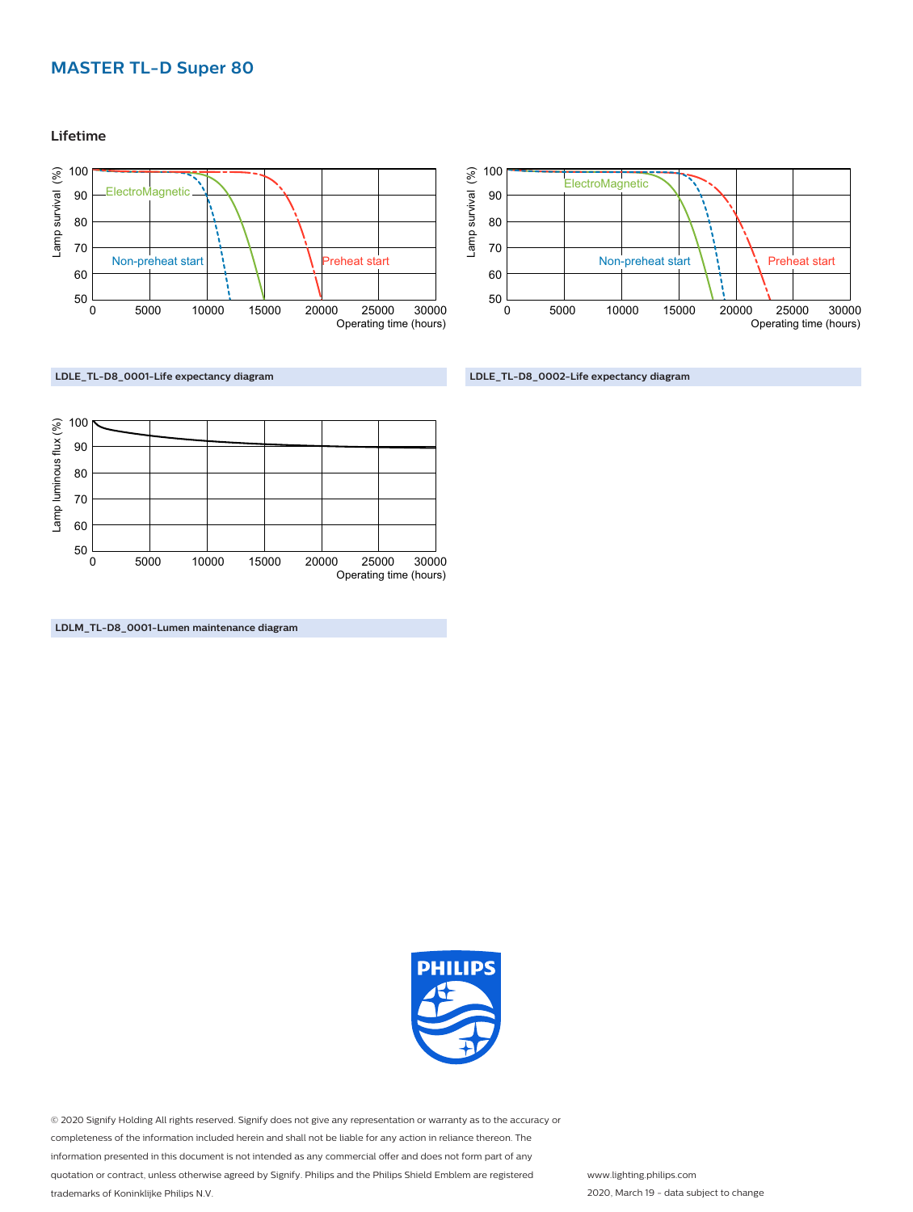## MASTER TL-D Super 80

### Lifetime

Lamp survival (%)
100
90
80
70
60
50
0 5000 10000 15000 20000 25000 30000
Operating time (hours)
ElectroMagnetic
Non-preheat start
Preheat start

**LDLE_TL-D8_0001-Life expectancy diagram**

Lamp survival (%)
100
90
80
70
60
50
0 5000 10000 15000 20000 25000 30000
Operating time (hours)
ElectroMagnetic
Non-preheat start
Preheat start

**LDLE_TL-D8_0002-Life expectancy diagram**

Lamp luminous flux (%)
100
90
80
70
60
50
0 5000 10000 15000 20000 25000 30000
Operating time (hours)

**LDLM_TL-D8_0001-Lumen maintenance diagram**

© 2020 Signify Holding All rights reserved. Signify does not give any representation or warranty as to the accuracy or completeness of the information included herein and shall not be liable for any action in reliance thereon. The information presented in this document is not intended as any commercial offer and does not form part of any quotation or contract, unless otherwise agreed by Signify. Philips and the Philips Shield Emblem are registered trademarks of Koninklijke Philips N.V.

www.lighting.philips.com
2020, March 19 - data subject to change